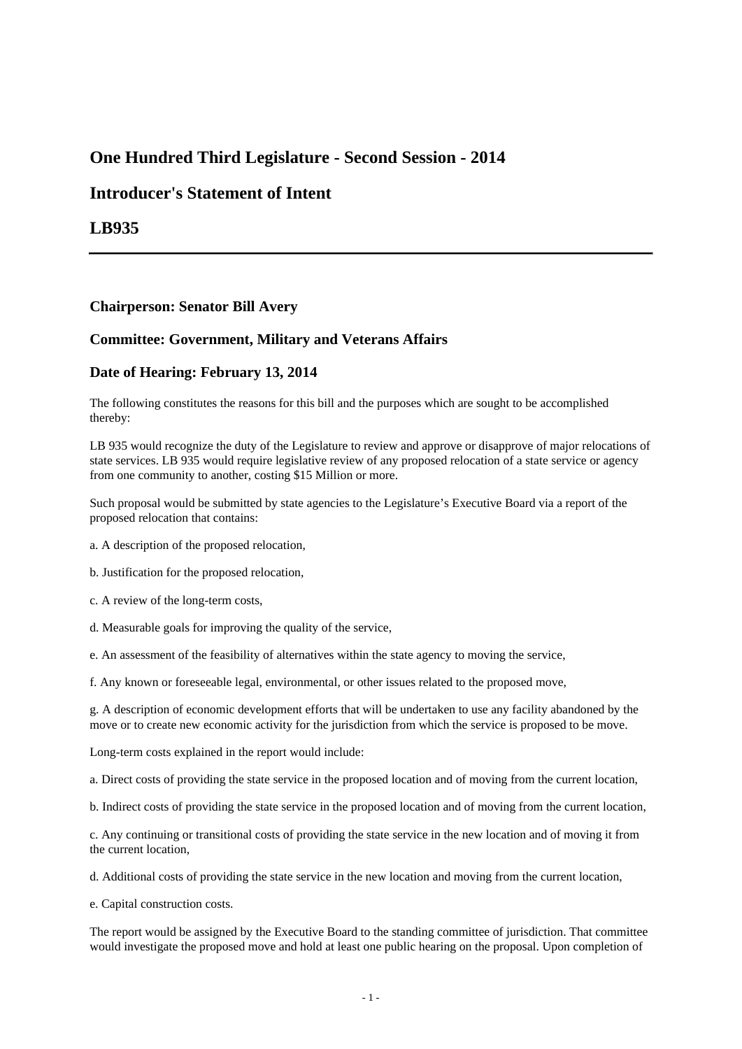# One Hundred Third Legislature - Second Session - 2014

# Introducer's Statement of Intent

# LB935

---

### Chairperson: Senator Bill Avery

### Committee: Government, Military and Veterans Affairs

### Date of Hearing: February 13, 2014

The following constitutes the reasons for this bill and the purposes which are sought to be accomplished thereby:

LB 935 would recognize the duty of the Legislature to review and approve or disapprove of major relocations of state services. LB 935 would require legislative review of any proposed relocation of a state service or agency from one community to another, costing $15 Million or more.

Such proposal would be submitted by state agencies to the Legislature's Executive Board via a report of the proposed relocation that contains:

a. A description of the proposed relocation,

b. Justification for the proposed relocation,

c. A review of the long-term costs,

d. Measurable goals for improving the quality of the service,

e. An assessment of the feasibility of alternatives within the state agency to moving the service,

f. Any known or foreseeable legal, environmental, or other issues related to the proposed move,

g. A description of economic development efforts that will be undertaken to use any facility abandoned by the move or to create new economic activity for the jurisdiction from which the service is proposed to be move.

Long-term costs explained in the report would include:

a. Direct costs of providing the state service in the proposed location and of moving from the current location,

b. Indirect costs of providing the state service in the proposed location and of moving from the current location,

c. Any continuing or transitional costs of providing the state service in the new location and of moving it from the current location,

d. Additional costs of providing the state service in the new location and moving from the current location,

e. Capital construction costs.

The report would be assigned by the Executive Board to the standing committee of jurisdiction. That committee would investigate the proposed move and hold at least one public hearing on the proposal. Upon completion of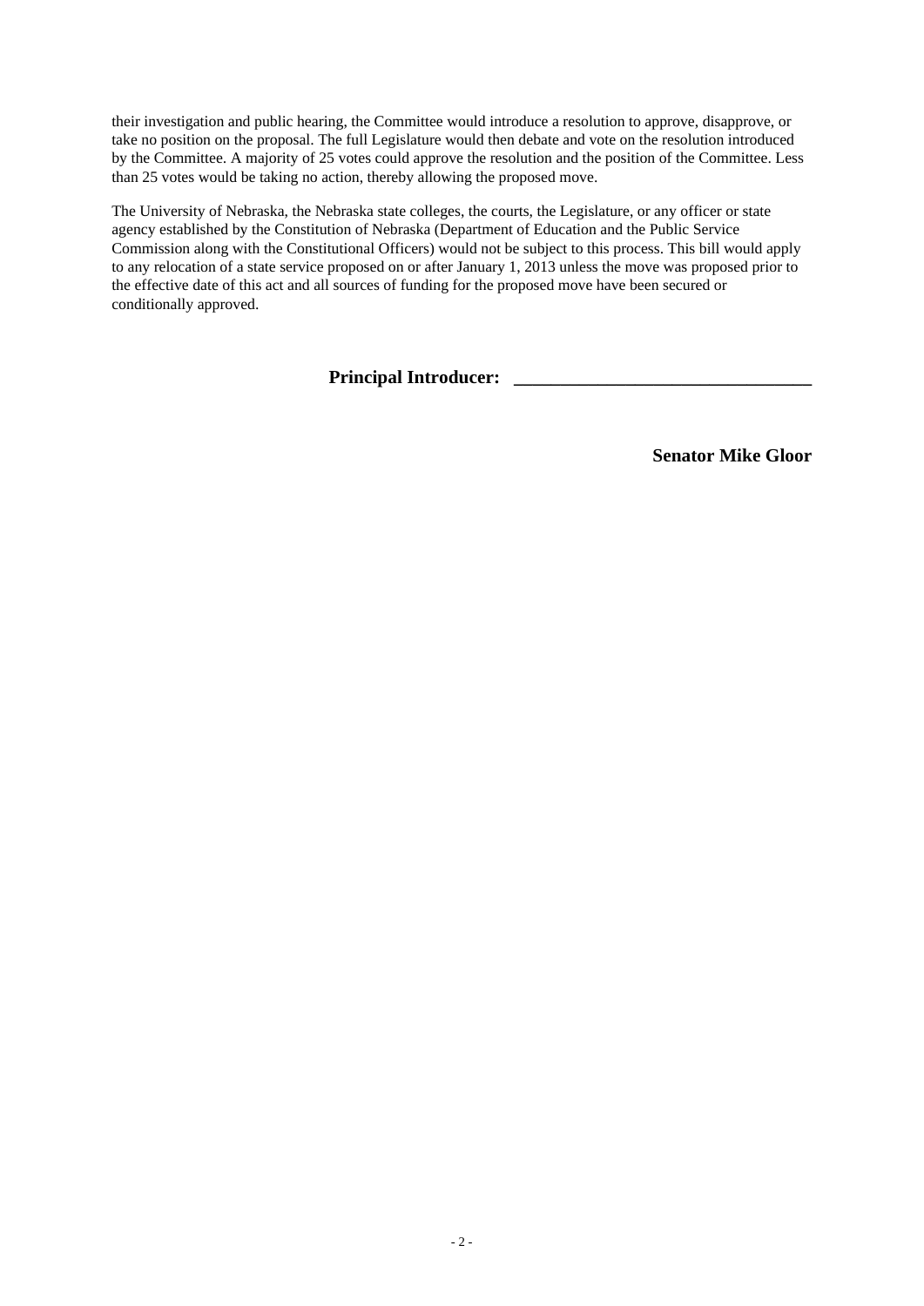their investigation and public hearing, the Committee would introduce a resolution to approve, disapprove, or take no position on the proposal. The full Legislature would then debate and vote on the resolution introduced by the Committee. A majority of 25 votes could approve the resolution and the position of the Committee. Less than 25 votes would be taking no action, thereby allowing the proposed move.

The University of Nebraska, the Nebraska state colleges, the courts, the Legislature, or any officer or state agency established by the Constitution of Nebraska (Department of Education and the Public Service Commission along with the Constitutional Officers) would not be subject to this process. This bill would apply to any relocation of a state service proposed on or after January 1, 2013 unless the move was proposed prior to the effective date of this act and all sources of funding for the proposed move have been secured or conditionally approved.

**Principal Introducer: \_\_\_\_\_\_\_\_\_\_\_\_\_\_\_\_\_\_\_\_\_\_\_\_\_\_\_\_\_\_\_\_**

**Senator Mike Gloor**